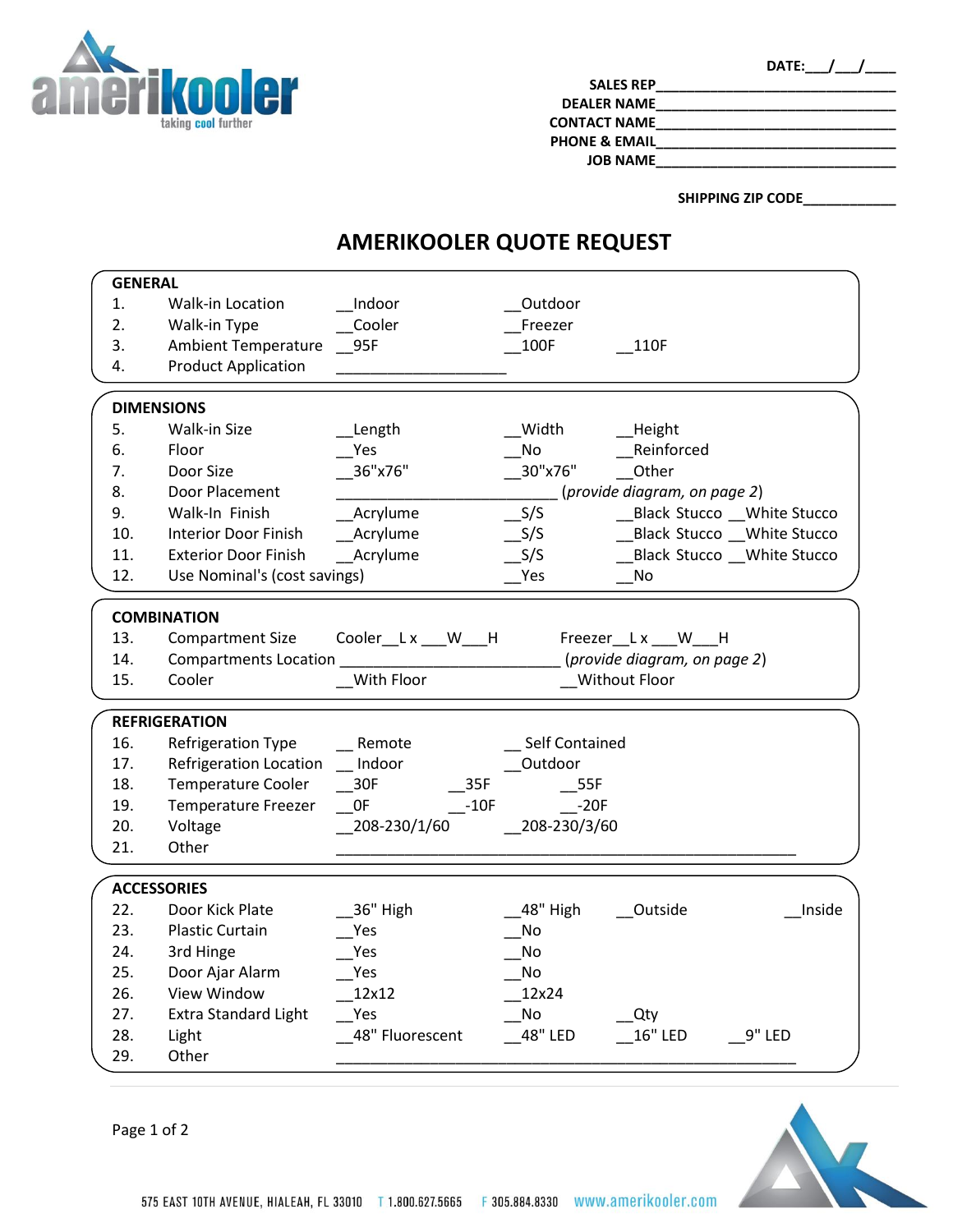DATE:\_\_\_/\_\_\_/\_\_\_\_

SALES REP\_\_\_\_\_\_\_\_\_\_\_\_\_\_\_\_\_\_\_\_\_\_\_\_\_\_\_\_\_\_

DEALER NAME\_\_\_\_\_\_\_\_\_\_\_\_\_\_\_\_\_\_\_\_\_\_\_\_\_\_\_\_\_\_

CONTACT NAME\_\_\_\_\_\_\_\_\_\_\_\_\_\_\_\_\_\_\_\_\_\_\_\_\_\_\_\_\_\_

PHONE & EMAIL\_\_\_\_\_\_\_\_\_\_\_\_\_\_\_\_\_\_\_\_\_\_\_\_\_\_\_\_\_\_

JOB NAME\_\_\_\_\_\_\_\_\_\_\_\_\_\_\_\_\_\_\_\_\_\_\_\_\_\_\_\_\_\_

SHIPPING ZIP CODE\_\_\_\_\_\_\_\_\_\_\_\_

# AMERIKOOLER QUOTE REQUEST

## GENERAL

| # | Item | | | | |
|---|---|---|---|---|---|
| 1. | Walk-in Location | \_\_Indoor | \_\_Outdoor | | |
| 2. | Walk-in Type | \_\_Cooler | \_\_Freezer | | |
| 3. | Ambient Temperature | \_\_95F | \_\_100F | \_\_110F | |
| 4. | Product Application | \_\_\_\_\_\_\_\_\_\_\_\_\_\_\_\_\_\_\_\_ | | | |

## DIMENSIONS

| # | Item | | | | |
|---|---|---|---|---|---|
| 5. | Walk-in Size | \_\_Length | \_\_Width | \_\_Height | |
| 6. | Floor | \_\_Yes | \_\_No | \_\_Reinforced | |
| 7. | Door Size | \_\_36"x76" | \_\_30"x76" | \_\_Other | |
| 8. | Door Placement | \_\_\_\_\_\_\_\_\_\_\_\_\_\_\_\_\_\_\_\_\_\_\_\_\_\_ (*provide diagram, on page 2*) | | | |
| 9. | Walk-In Finish | \_\_Acrylume | \_\_S/S | \_\_Black Stucco | \_\_White Stucco |
| 10. | Interior Door Finish | \_\_Acrylume | \_\_S/S | \_\_Black Stucco | \_\_White Stucco |
| 11. | Exterior Door Finish | \_\_Acrylume | \_\_S/S | \_\_Black Stucco | \_\_White Stucco |
| 12. | Use Nominal's (cost savings) | | \_\_Yes | \_\_No | |

## COMBINATION

| # | Item | | |
|---|---|---|---|
| 13. | Compartment Size | Cooler\_\_L x \_\_\_W\_\_\_H | Freezer\_\_L x \_\_\_W\_\_\_H |
| 14. | Compartments Location | \_\_\_\_\_\_\_\_\_\_\_\_\_\_\_\_\_\_\_\_\_\_\_\_\_\_ (*provide diagram, on page 2*) | |
| 15. | Cooler | \_\_With Floor | \_\_Without Floor |

## REFRIGERATION

| # | Item | | | |
|---|---|---|---|---|
| 16. | Refrigeration Type | \_\_ Remote | \_\_ Self Contained | |
| 17. | Refrigeration Location | \_\_ Indoor | \_\_Outdoor | |
| 18. | Temperature Cooler | \_\_30F | \_\_35F | \_\_55F |
| 19. | Temperature Freezer | \_\_0F | \_\_-10F | \_\_-20F |
| 20. | Voltage | \_\_208-230/1/60 | \_\_208-230/3/60 | |
| 21. | Other | \_\_\_\_\_\_\_\_\_\_\_\_\_\_\_\_\_\_\_\_\_\_\_\_\_\_\_\_\_\_\_\_\_\_\_\_\_\_\_\_\_\_\_\_\_\_\_\_\_\_ | | |

## ACCESSORIES

| # | Item | | | | |
|---|---|---|---|---|---|
| 22. | Door Kick Plate | \_\_36" High | \_\_48" High | \_\_Outside | \_\_Inside |
| 23. | Plastic Curtain | \_\_Yes | \_\_No | | |
| 24. | 3rd Hinge | \_\_Yes | \_\_No | | |
| 25. | Door Ajar Alarm | \_\_Yes | \_\_No | | |
| 26. | View Window | \_\_12x12 | \_\_12x24 | | |
| 27. | Extra Standard Light | \_\_Yes | \_\_No | \_\_Qty | |
| 28. | Light | \_\_48" Fluorescent | \_\_48" LED | \_\_16" LED | \_\_9" LED |
| 29. | Other | \_\_\_\_\_\_\_\_\_\_\_\_\_\_\_\_\_\_\_\_\_\_\_\_\_\_\_\_\_\_\_\_\_\_\_\_\_\_\_\_\_\_\_\_\_\_\_\_\_\_ | | | |

575 EAST 10TH AVENUE, HIALEAH, FL 33010 T 1.800.627.5665 F 305.884.8330 www.amerikooler.com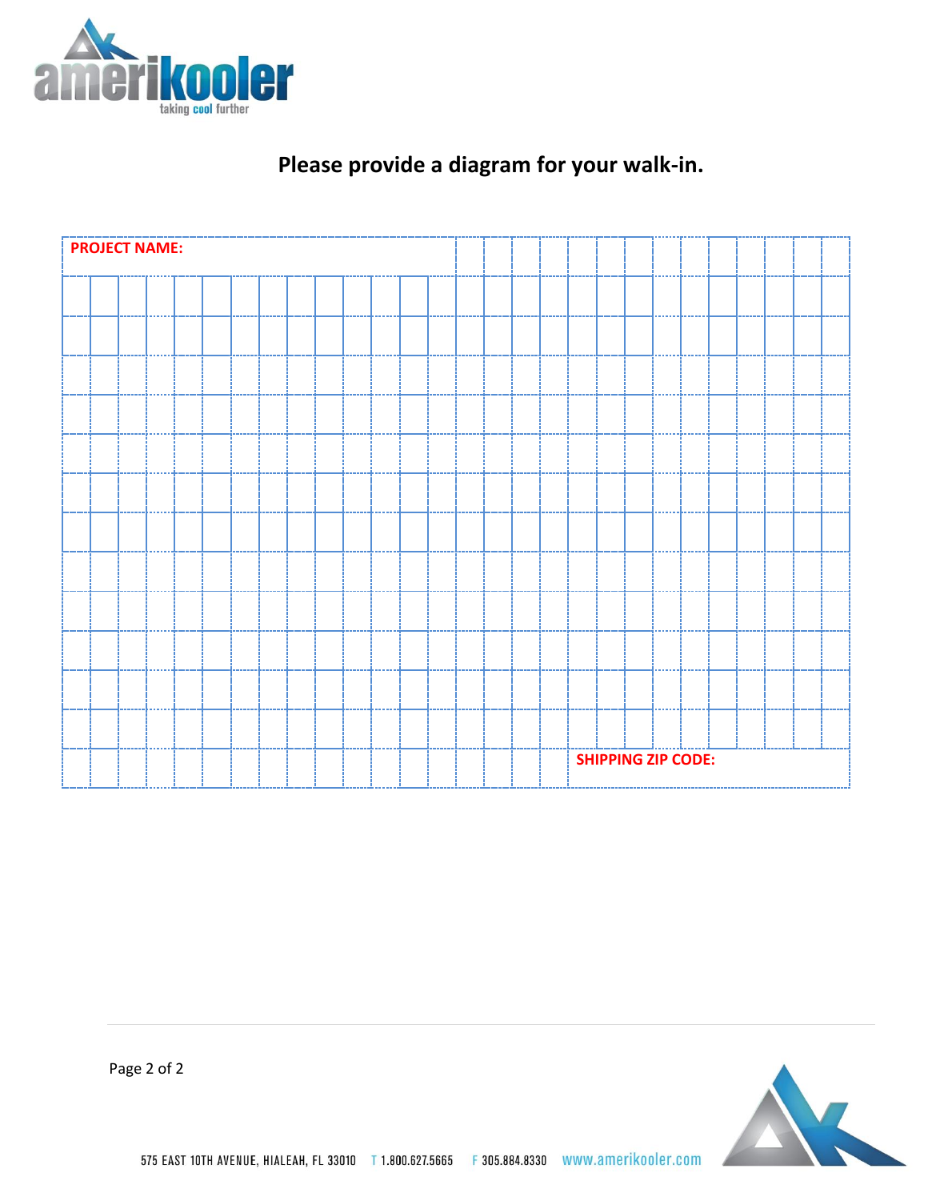**Please provide a diagram for your walk-in.**

**PROJECT NAME:**

**SHIPPING ZIP CODE:**

575 EAST 10TH AVENUE, HIALEAH, FL 33010 T 1.800.627.5665 F 305.884.8330 www.amerikooler.com